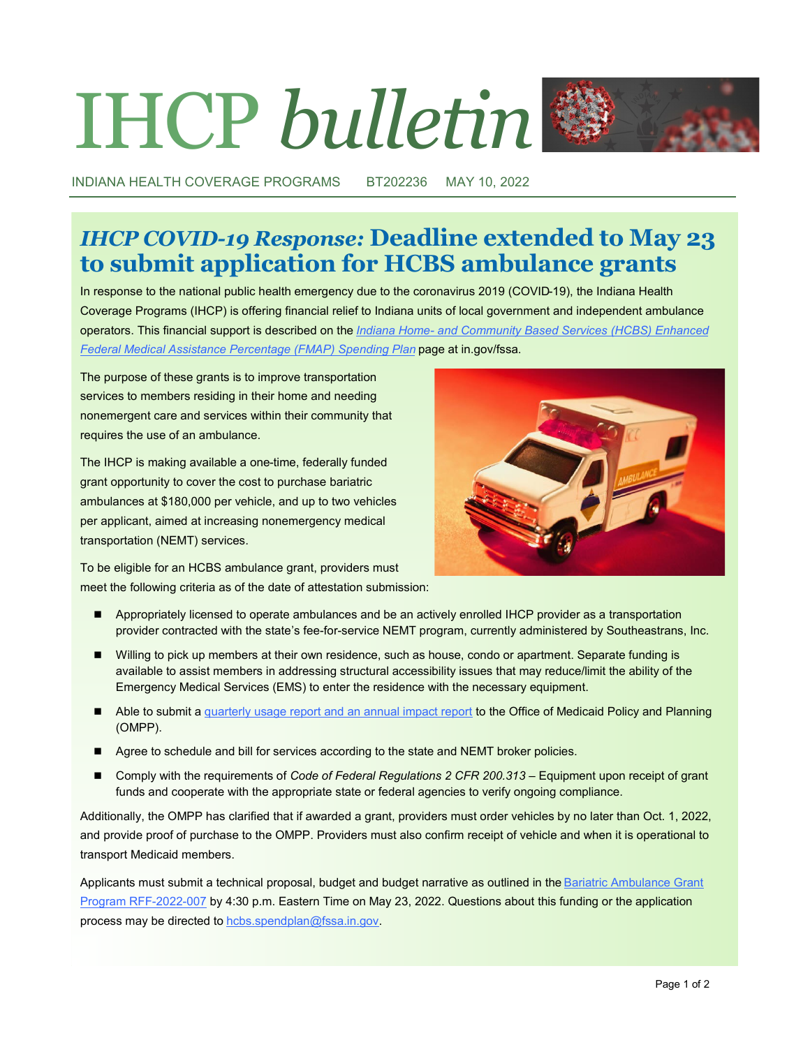# IHCP *bulletin*

INDIANA HEALTH COVERAGE PROGRAMS BT202236 MAY 10, 2022

## *IHCP COVID-19 Response:* Deadline extended to May 23 to submit application for HCBS ambulance grants

In response to the national public health emergency due to the coronavirus 2019 (COVID-19), the Indiana Health Coverage Programs (IHCP) is offering financial relief to Indiana units of local government and independent ambulance operators. This financial support is described on the *Indiana Home- and Community Based Services (HCBS) Enhanced Federal Medical Assistance Percentage (FMAP) Spending Plan* page at in.gov/fssa.

The purpose of these grants is to improve transportation services to members residing in their home and needing nonemergent care and services within their community that requires the use of an ambulance.

The IHCP is making available a one-time, federally funded grant opportunity to cover the cost to purchase bariatric ambulances at $180,000 per vehicle, and up to two vehicles per applicant, aimed at increasing nonemergency medical transportation (NEMT) services.

To be eligible for an HCBS ambulance grant, providers must meet the following criteria as of the date of attestation submission:

- Appropriately licensed to operate ambulances and be an actively enrolled IHCP provider as a transportation provider contracted with the state's fee-for-service NEMT program, currently administered by Southeastrans, Inc.
- Willing to pick up members at their own residence, such as house, condo or apartment. Separate funding is available to assist members in addressing structural accessibility issues that may reduce/limit the ability of the Emergency Medical Services (EMS) to enter the residence with the necessary equipment.
- Able to submit a quarterly usage report and an annual impact report to the Office of Medicaid Policy and Planning (OMPP).
- Agree to schedule and bill for services according to the state and NEMT broker policies.
- Comply with the requirements of *Code of Federal Regulations 2 CFR 200.313* – Equipment upon receipt of grant funds and cooperate with the appropriate state or federal agencies to verify ongoing compliance.

Additionally, the OMPP has clarified that if awarded a grant, providers must order vehicles by no later than Oct. 1, 2022, and provide proof of purchase to the OMPP. Providers must also confirm receipt of vehicle and when it is operational to transport Medicaid members.

Applicants must submit a technical proposal, budget and budget narrative as outlined in the Bariatric Ambulance Grant Program RFF-2022-007 by 4:30 p.m. Eastern Time on May 23, 2022. Questions about this funding or the application process may be directed to hcbs.spendplan@fssa.in.gov.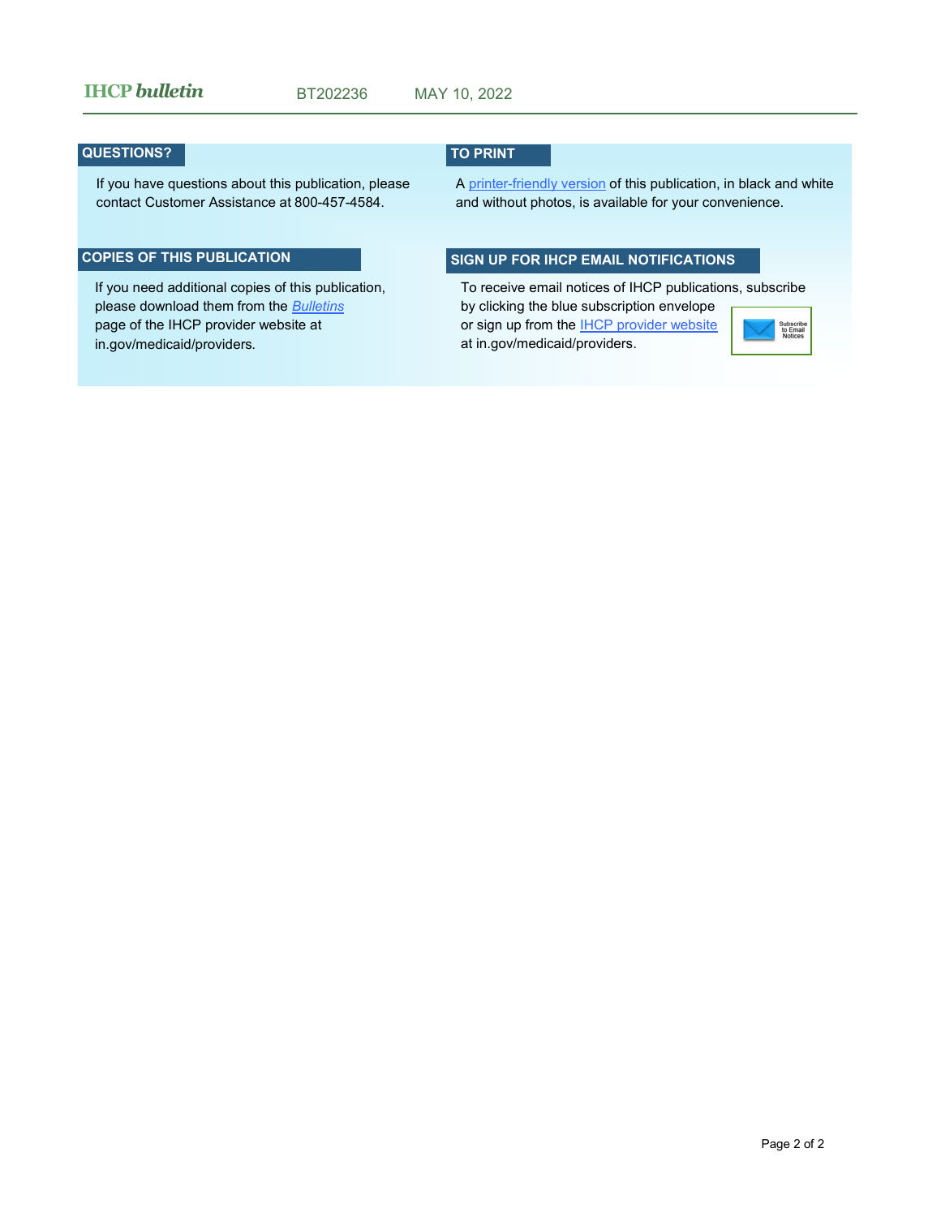## QUESTIONS?

If you have questions about this publication, please contact Customer Assistance at 800-457-4584.

## COPIES OF THIS PUBLICATION

If you need additional copies of this publication, please download them from the *Bulletins* page of the IHCP provider website at in.gov/medicaid/providers.

## TO PRINT

A printer-friendly version of this publication, in black and white and without photos, is available for your convenience.

## SIGN UP FOR IHCP EMAIL NOTIFICATIONS

To receive email notices of IHCP publications, subscribe by clicking the blue subscription envelope or sign up from the IHCP provider website at in.gov/medicaid/providers.

Subscribe to Email Notices